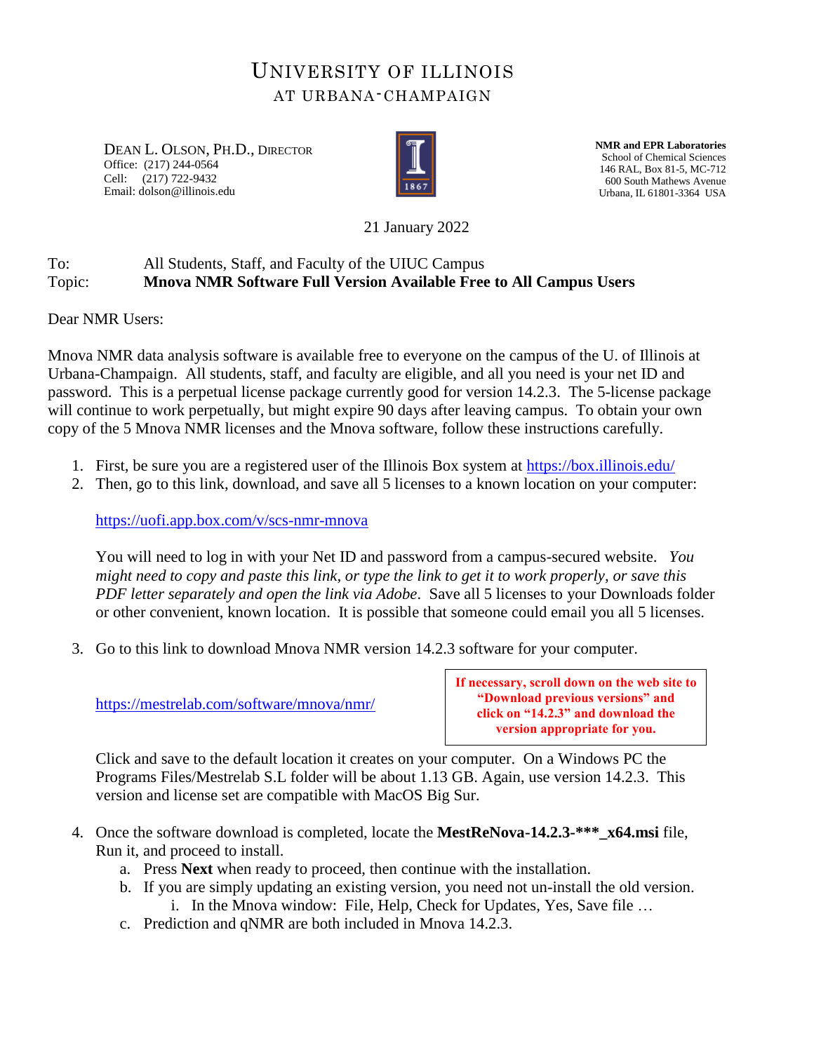# UNIVERSITY OF ILLINOIS
## AT URBANA-CHAMPAIGN

DEAN L. OLSON, PH.D., DIRECTOR
Office: (217) 244-0564
Cell: (217) 722-9432
Email: dolson@illinois.edu

**NMR and EPR Laboratories**
School of Chemical Sciences
146 RAL, Box 81-5, MC-712
600 South Mathews Avenue
Urbana, IL 61801-3364 USA

21 January 2022

To: All Students, Staff, and Faculty of the UIUC Campus
Topic: **Mnova NMR Software Full Version Available Free to All Campus Users**

Dear NMR Users:

Mnova NMR data analysis software is available free to everyone on the campus of the U. of Illinois at Urbana-Champaign. All students, staff, and faculty are eligible, and all you need is your net ID and password. This is a perpetual license package currently good for version 14.2.3. The 5-license package will continue to work perpetually, but might expire 90 days after leaving campus. To obtain your own copy of the 5 Mnova NMR licenses and the Mnova software, follow these instructions carefully.

1. First, be sure you are a registered user of the Illinois Box system at https://box.illinois.edu/
2. Then, go to this link, download, and save all 5 licenses to a known location on your computer:

   https://uofi.app.box.com/v/scs-nmr-mnova

   You will need to log in with your Net ID and password from a campus-secured website. *You might need to copy and paste this link, or type the link to get it to work properly, or save this PDF letter separately and open the link via Adobe*. Save all 5 licenses to your Downloads folder or other convenient, known location. It is possible that someone could email you all 5 licenses.

3. Go to this link to download Mnova NMR version 14.2.3 software for your computer.

   https://mestrelab.com/software/mnova/nmr/

   **If necessary, scroll down on the web site to "Download previous versions" and click on "14.2.3" and download the version appropriate for you.**

   Click and save to the default location it creates on your computer. On a Windows PC the Programs Files/Mestrelab S.L folder will be about 1.13 GB. Again, use version 14.2.3. This version and license set are compatible with MacOS Big Sur.

4. Once the software download is completed, locate the **MestReNova-14.2.3-***_x64.msi** file, Run it, and proceed to install.
   a. Press **Next** when ready to proceed, then continue with the installation.
   b. If you are simply updating an existing version, you need not un-install the old version.
      i. In the Mnova window: File, Help, Check for Updates, Yes, Save file …
   c. Prediction and qNMR are both included in Mnova 14.2.3.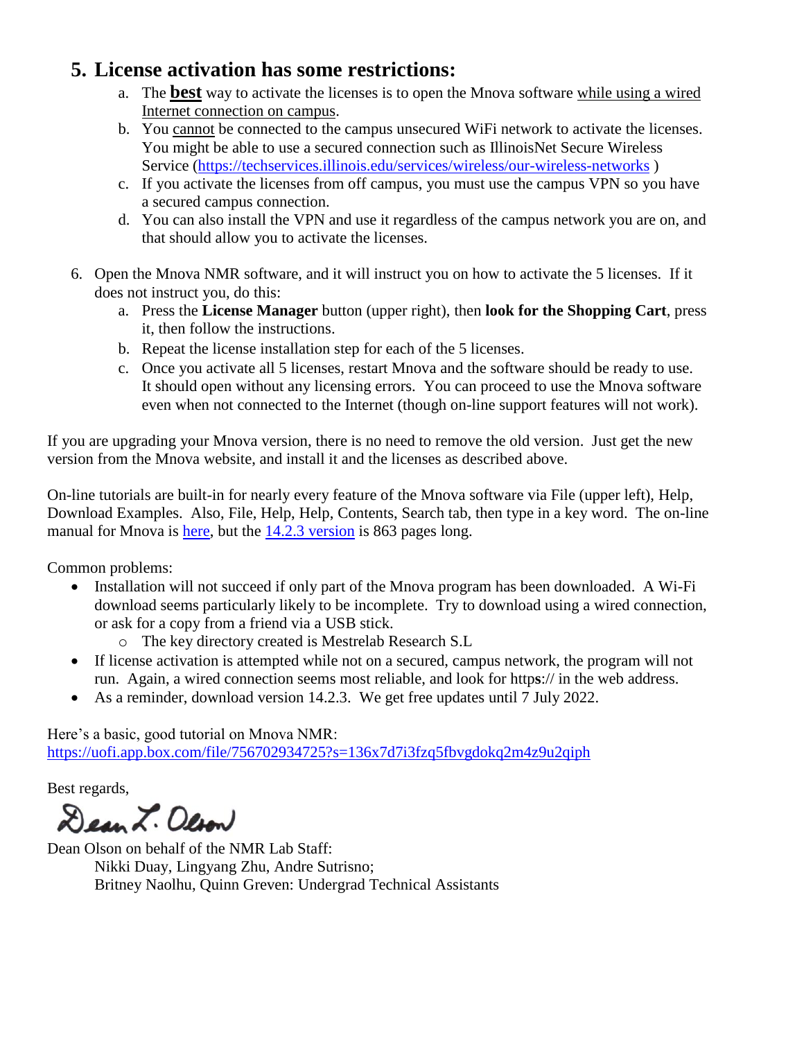## 5. License activation has some restrictions:

a. The **best** way to activate the licenses is to open the Mnova software while using a wired Internet connection on campus.
b. You cannot be connected to the campus unsecured WiFi network to activate the licenses. You might be able to use a secured connection such as IllinoisNet Secure Wireless Service (https://techservices.illinois.edu/services/wireless/our-wireless-networks )
c. If you activate the licenses from off campus, you must use the campus VPN so you have a secured campus connection.
d. You can also install the VPN and use it regardless of the campus network you are on, and that should allow you to activate the licenses.

6. Open the Mnova NMR software, and it will instruct you on how to activate the 5 licenses. If it does not instruct you, do this:
   a. Press the **License Manager** button (upper right), then **look for the Shopping Cart**, press it, then follow the instructions.
   b. Repeat the license installation step for each of the 5 licenses.
   c. Once you activate all 5 licenses, restart Mnova and the software should be ready to use. It should open without any licensing errors. You can proceed to use the Mnova software even when not connected to the Internet (though on-line support features will not work).

If you are upgrading your Mnova version, there is no need to remove the old version. Just get the new version from the Mnova website, and install it and the licenses as described above.

On-line tutorials are built-in for nearly every feature of the Mnova software via File (upper left), Help, Download Examples. Also, File, Help, Help, Contents, Search tab, then type in a key word. The on-line manual for Mnova is here, but the 14.2.3 version is 863 pages long.

Common problems:

- Installation will not succeed if only part of the Mnova program has been downloaded. A Wi-Fi download seems particularly likely to be incomplete. Try to download using a wired connection, or ask for a copy from a friend via a USB stick.
  - The key directory created is Mestrelab Research S.L
- If license activation is attempted while not on a secured, campus network, the program will not run. Again, a wired connection seems most reliable, and look for http**s**:// in the web address.
- As a reminder, download version 14.2.3. We get free updates until 7 July 2022.

Here's a basic, good tutorial on Mnova NMR:
https://uofi.app.box.com/file/756702934725?s=136x7d7i3fzq5fbvgdokq2m4z9u2qiph

Best regards,

Dean L. Olson

Dean Olson on behalf of the NMR Lab Staff:
Nikki Duay, Lingyang Zhu, Andre Sutrisno;
Britney Naolhu, Quinn Greven: Undergrad Technical Assistants